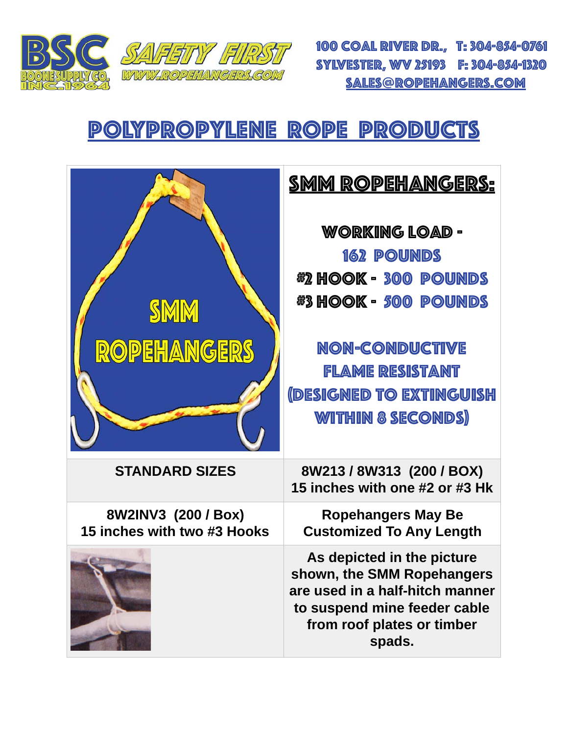BSC BOONE SUPPLY CO. INC. 1964

SAFETY FIRST
WWW.ROPEHANGERS.COM

100 COAL RIVER DR., SYLVESTER, WV 25193
T: 304-854-0761
F: 304-854-1320
SALES@ROPEHANGERS.COM

# POLYPROPYLENE ROPE PRODUCTS

## SMM ROPEHANGERS:

WORKING LOAD - 162 POUNDS
#2 HOOK - 300 POUNDS
#3 HOOK - 500 POUNDS

NON-CONDUCTIVE
FLAME RESISTANT
(DESIGNED TO EXTINGUISH WITHIN 8 SECONDS)

| STANDARD SIZES | 8W213 / 8W313 (200 / BOX) 15 inches with one #2 or #3 Hk |
|---|---|
| 8W2INV3 (200 / Box) 15 inches with two #3 Hooks | Ropehangers May Be Customized To Any Length |
| | As depicted in the picture shown, the SMM Ropehangers are used in a half-hitch manner to suspend mine feeder cable from roof plates or timber spads. |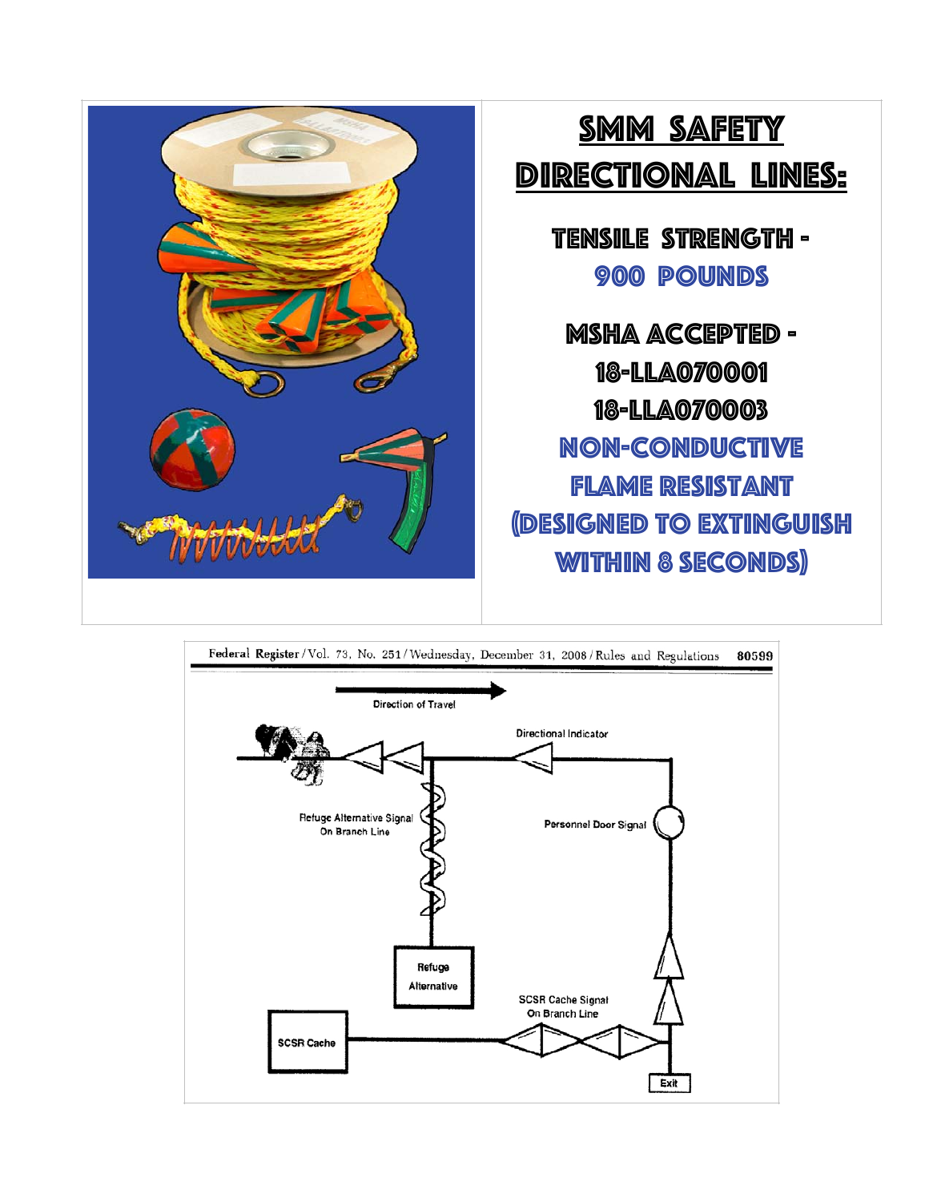# SMM SAFETY DIRECTIONAL LINES:

**TENSILE STRENGTH -**
**900 POUNDS**

**MSHA ACCEPTED -**
**18-LLA070001**
**18-LLA070003**

**NON-CONDUCTIVE**
**FLAME RESISTANT**
**(DESIGNED TO EXTINGUISH WITHIN 8 SECONDS)**

Federal Register / Vol. 73, No. 251 / Wednesday, December 31, 2008 / Rules and Regulations 80599

Direction of Travel

Directional Indicator

Refuge Alternative Signal On Branch Line

Personnel Door Signal

Refuge Alternative

SCSR Cache Signal On Branch Line

SCSR Cache

Exit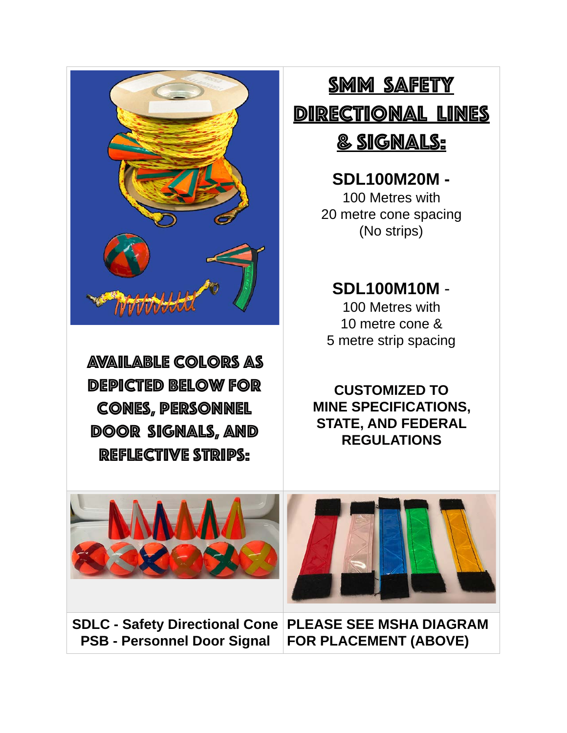# SMM SAFETY DIRECTIONAL LINES & SIGNALS:

**SDL100M20M -**
100 Metres with
20 metre cone spacing
(No strips)

**SDL100M10M** -
100 Metres with
10 metre cone &
5 metre strip spacing

**CUSTOMIZED TO MINE SPECIFICATIONS, STATE, AND FEDERAL REGULATIONS**

## AVAILABLE COLORS AS DEPICTED BELOW FOR CONES, PERSONNEL DOOR SIGNALS, AND REFLECTIVE STRIPS:

**SDLC - Safety Directional Cone**
**PSB - Personnel Door Signal**

**PLEASE SEE MSHA DIAGRAM FOR PLACEMENT (ABOVE)**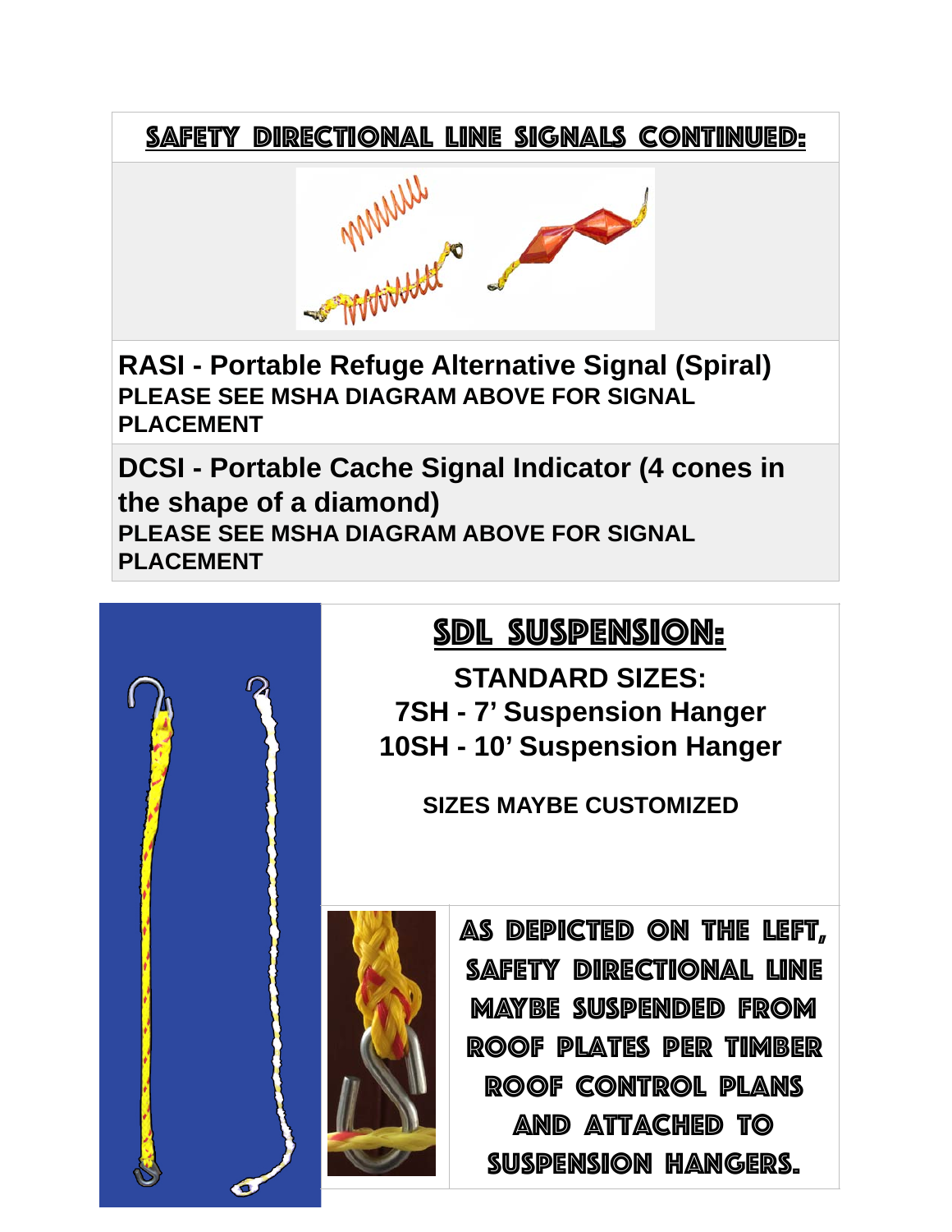## SAFETY DIRECTIONAL LINE SIGNALS CONTINUED:

**RASI - Portable Refuge Alternative Signal (Spiral)**
**PLEASE SEE MSHA DIAGRAM ABOVE FOR SIGNAL PLACEMENT**

**DCSI - Portable Cache Signal Indicator (4 cones in the shape of a diamond)**
**PLEASE SEE MSHA DIAGRAM ABOVE FOR SIGNAL PLACEMENT**

## SDL SUSPENSION:

**STANDARD SIZES:**
**7SH - 7' Suspension Hanger**
**10SH - 10' Suspension Hanger**

**SIZES MAYBE CUSTOMIZED**

AS DEPICTED ON THE LEFT, SAFETY DIRECTIONAL LINE MAYBE SUSPENDED FROM ROOF PLATES PER TIMBER ROOF CONTROL PLANS AND ATTACHED TO SUSPENSION HANGERS.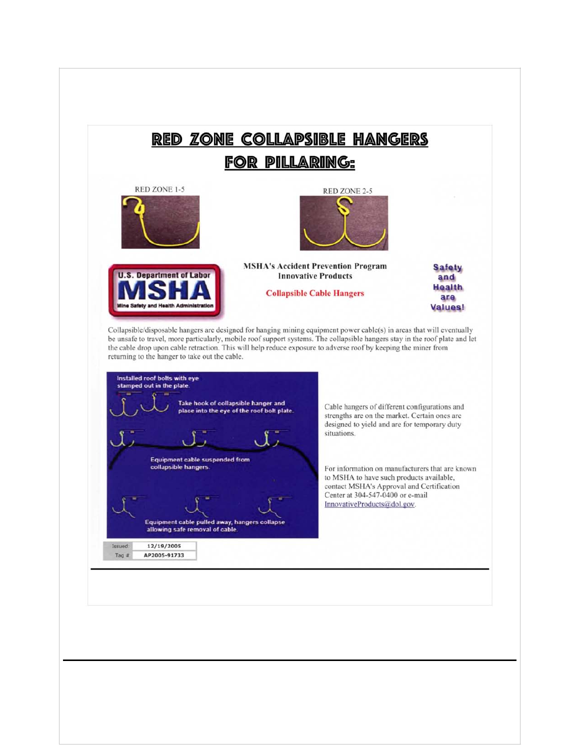# RED ZONE COLLAPSIBLE HANGERS FOR PILLARING:

RED ZONE 1-5

RED ZONE 2-5

U.S. Department of Labor
MSHA
Mine Safety and Health Administration

**MSHA's Accident Prevention Program**
**Innovative Products**

**Collapsible Cable Hangers**

**Safety and Health are Values!**

Collapsible/disposable hangers are designed for hanging mining equipment power cable(s) in areas that will eventually be unsafe to travel, more particularly, mobile roof support systems. The collapsible hangers stay in the roof plate and let the cable drop upon cable retraction. This will help reduce exposure to adverse roof by keeping the miner from returning to the hanger to take out the cable.

Installed roof bolts with eye stamped out in the plate.

Take hook of collapsible hanger and place into the eye of the roof bolt plate.

Equipment cable suspended from collapsible hangers.

Equipment cable pulled away, hangers collapse allowing safe removal of cable.

Cable hangers of different configurations and strengths are on the market. Certain ones are designed to yield and are for temporary duty situations.

For information on manufacturers that are known to MSHA to have such products available, contact MSHA's Approval and Certification Center at 304-547-0400 or e-mail InnovativeProducts@dol.gov.

| Issued: | 12/19/2005 |
| --- | --- |
| Tag # | AP2005-91733 |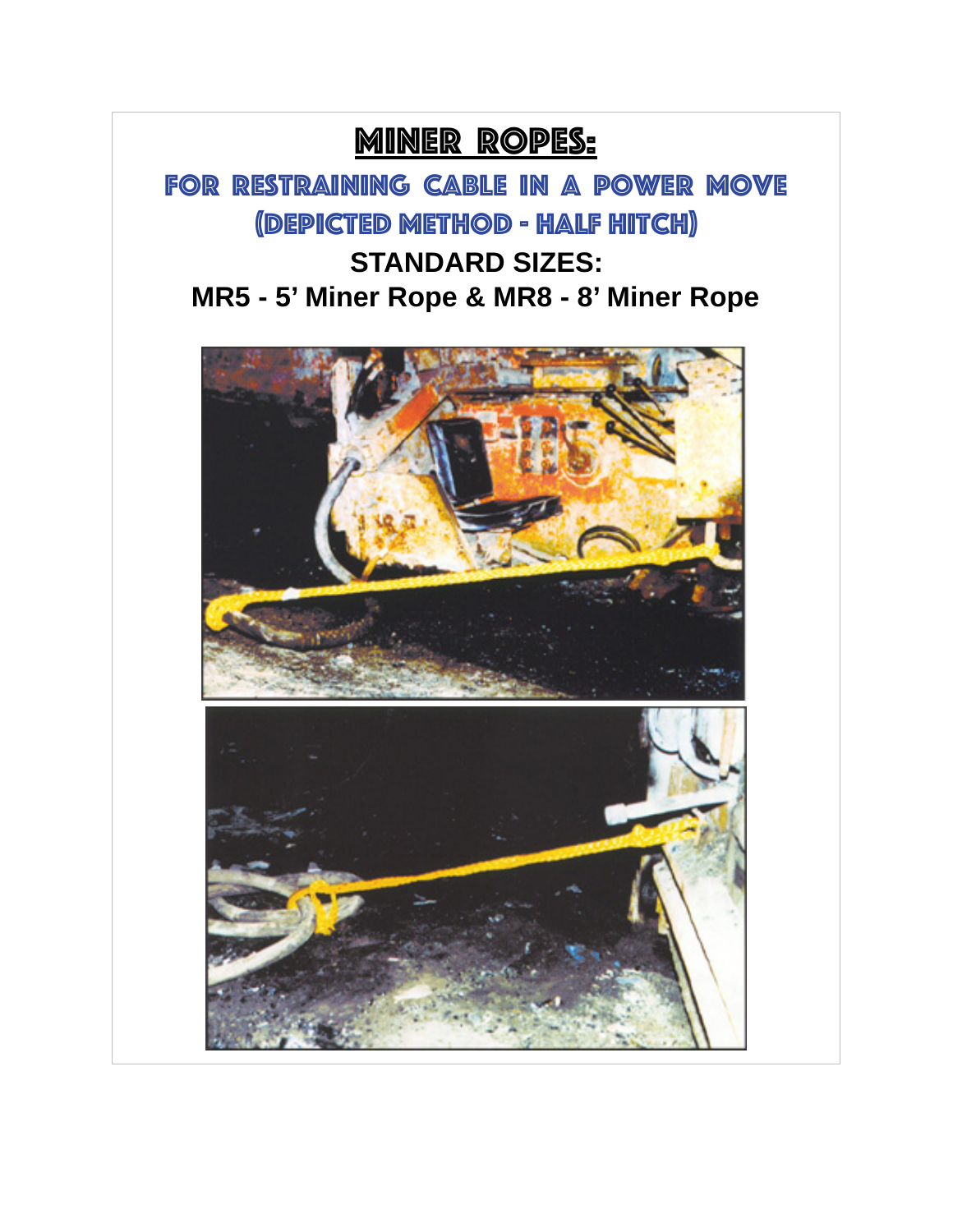# MINER ROPES:

## FOR RESTRAINING CABLE IN A POWER MOVE

## (DEPICTED METHOD - HALF HITCH)

**STANDARD SIZES:**

**MR5 - 5' Miner Rope & MR8 - 8' Miner Rope**